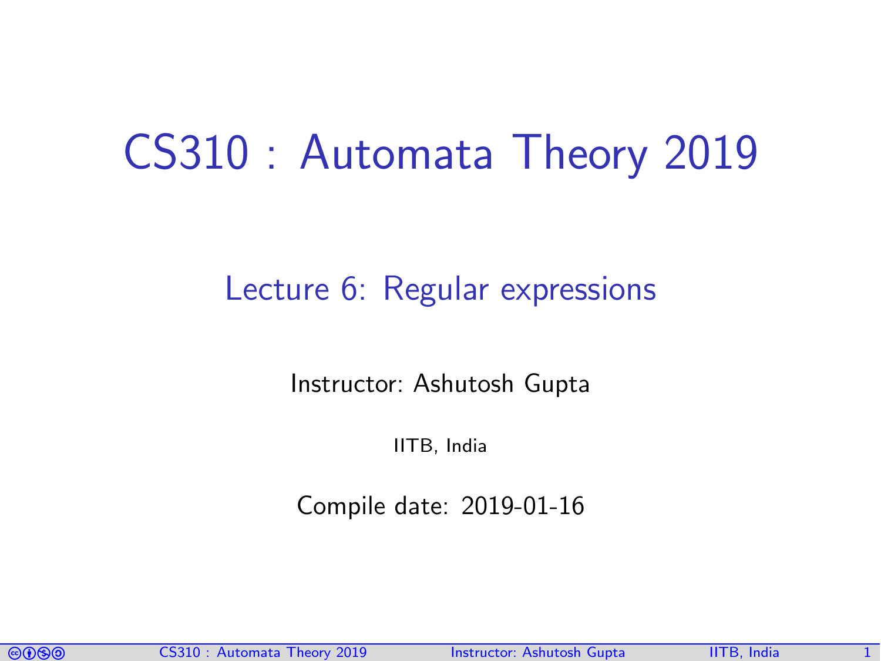# CS310 : Automata Theory 2019

## Lecture 6: Regular expressions

Instructor: Ashutosh Gupta

IITB, India

Compile date: 2019-01-16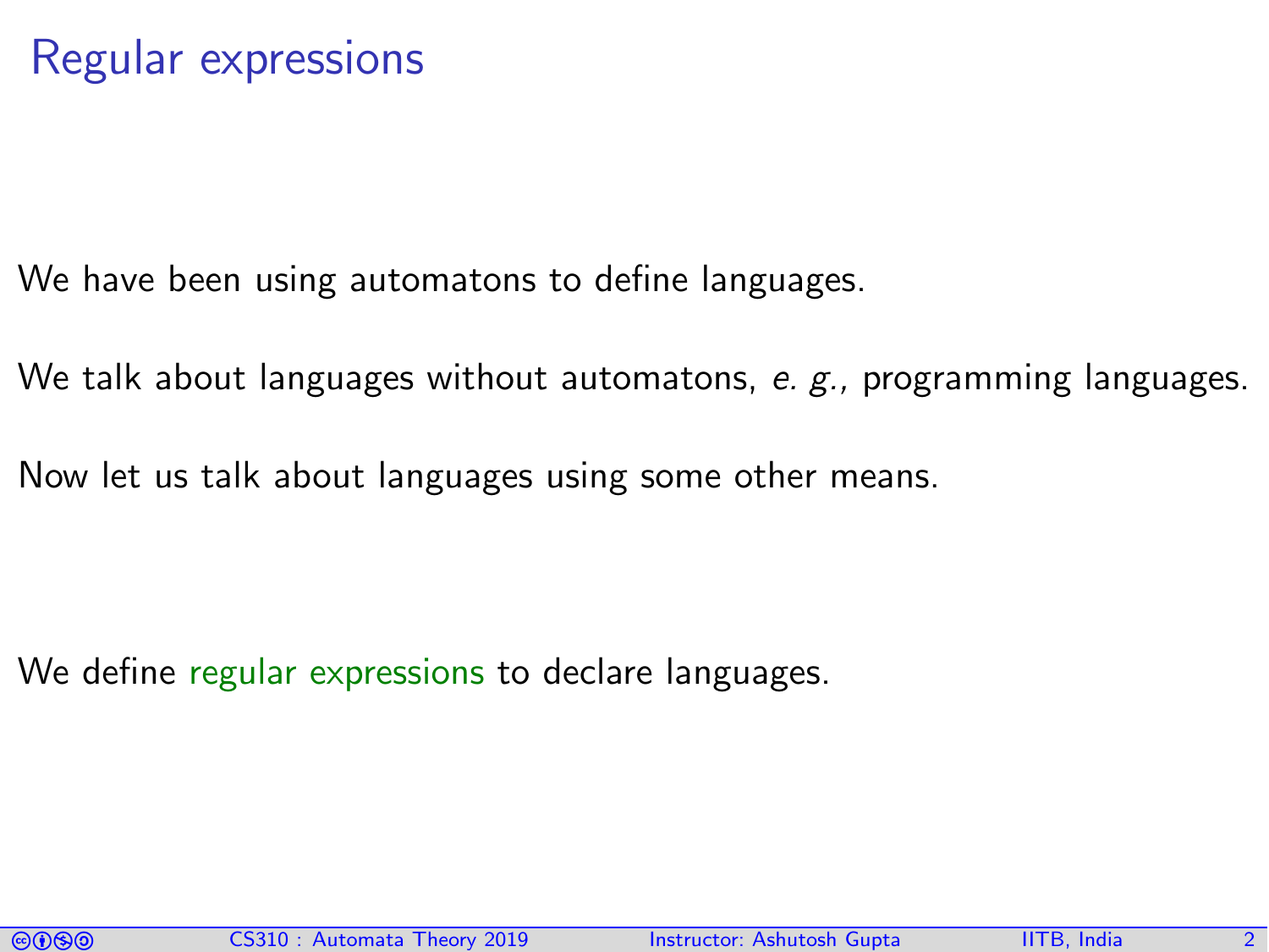# Regular expressions

We have been using automatons to define languages.

We talk about languages without automatons, *e. g.*, programming languages.

Now let us talk about languages using some other means.

We define regular expressions to declare languages.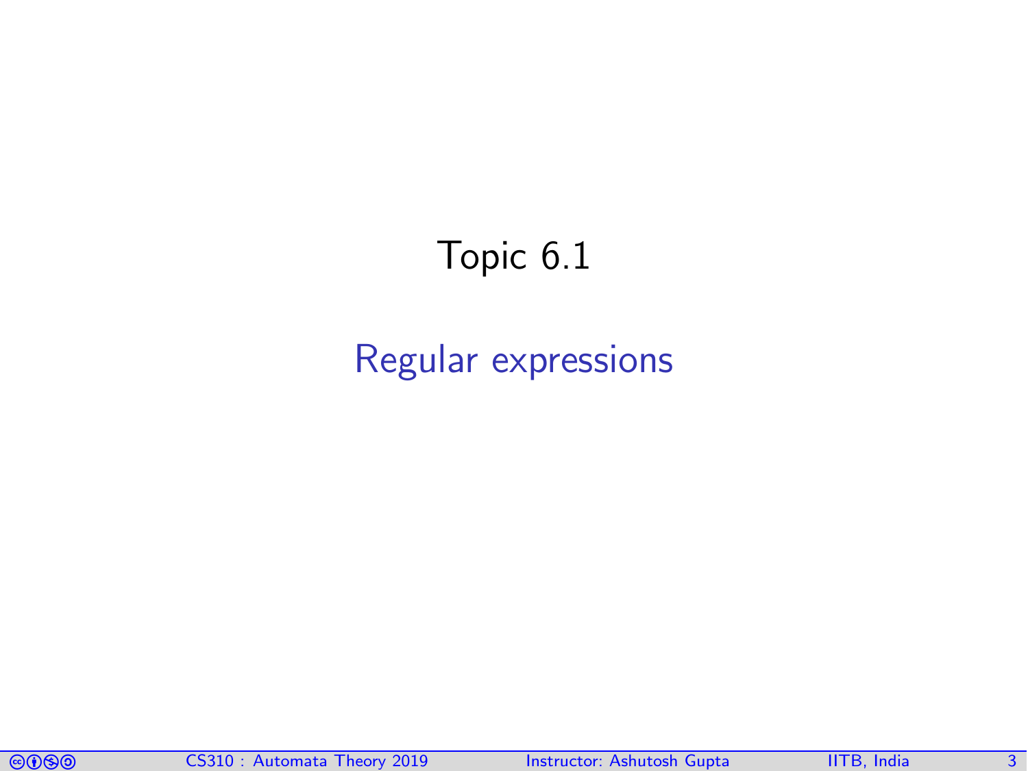# Topic 6.1

## Regular expressions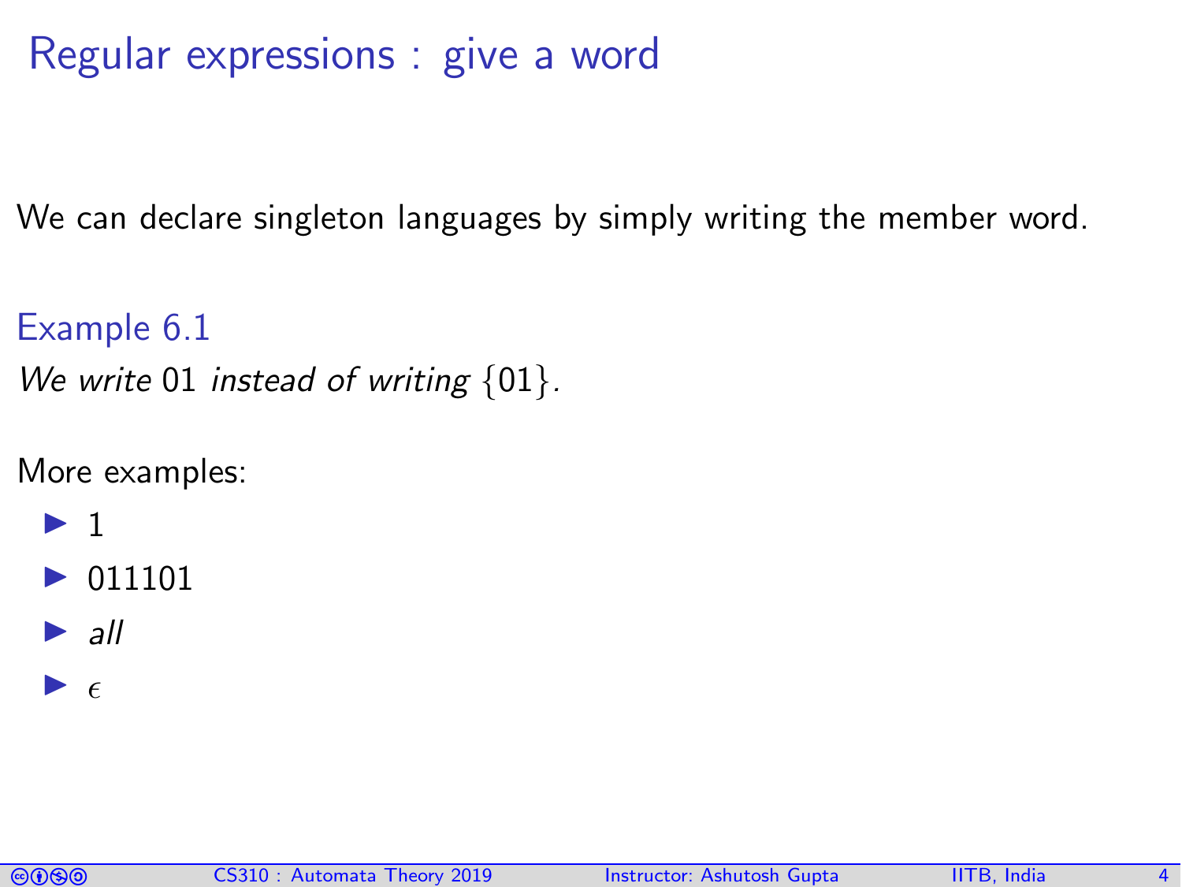# Regular expressions : give a word

We can declare singleton languages by simply writing the member word.

### Example 6.1

*We write* 01 *instead of writing* $\{01\}$*.*

More examples:

- 1
- 011101
- *all*
- $\epsilon$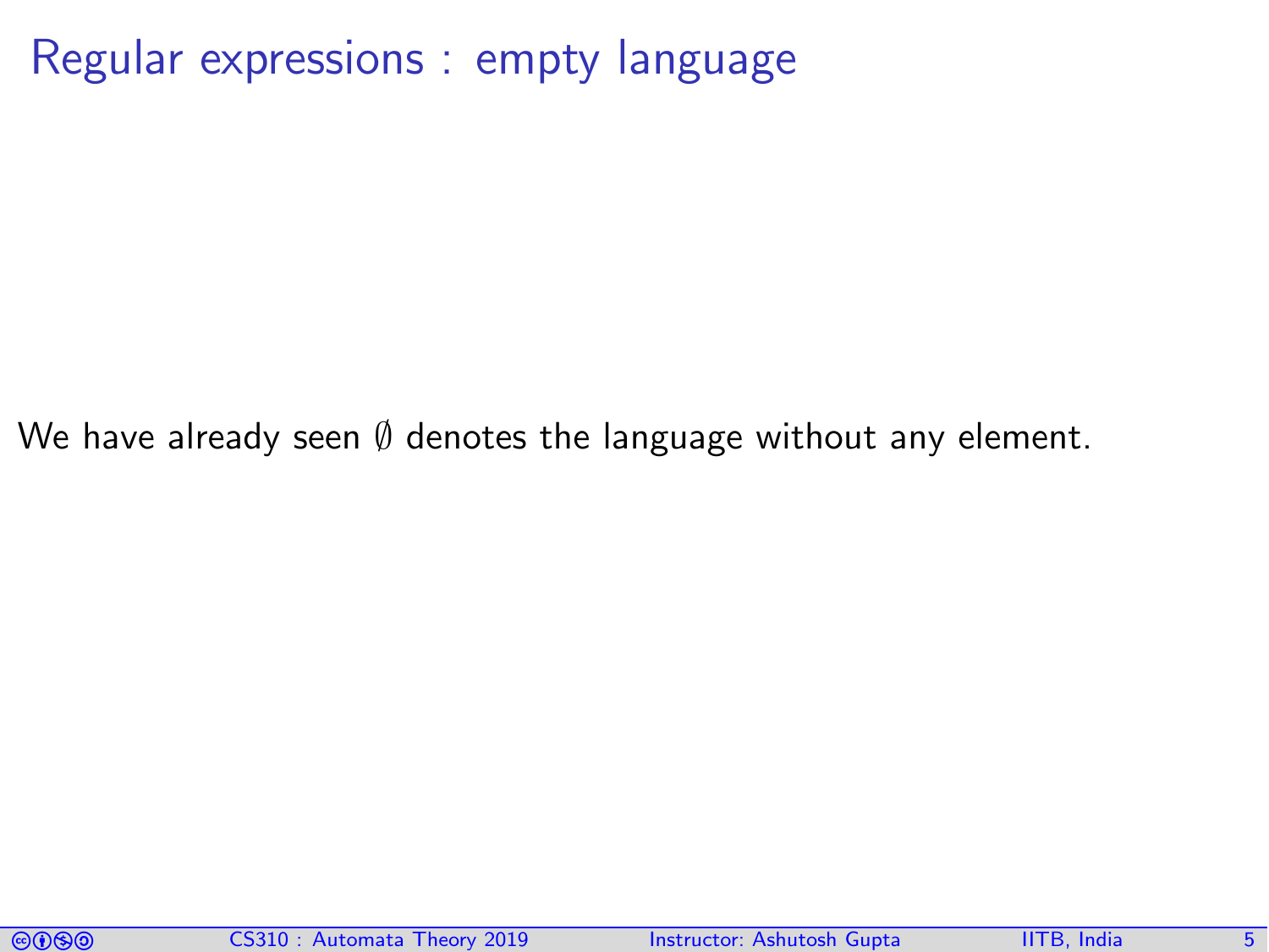# Regular expressions : empty language

We have already seen $\emptyset$ denotes the language without any element.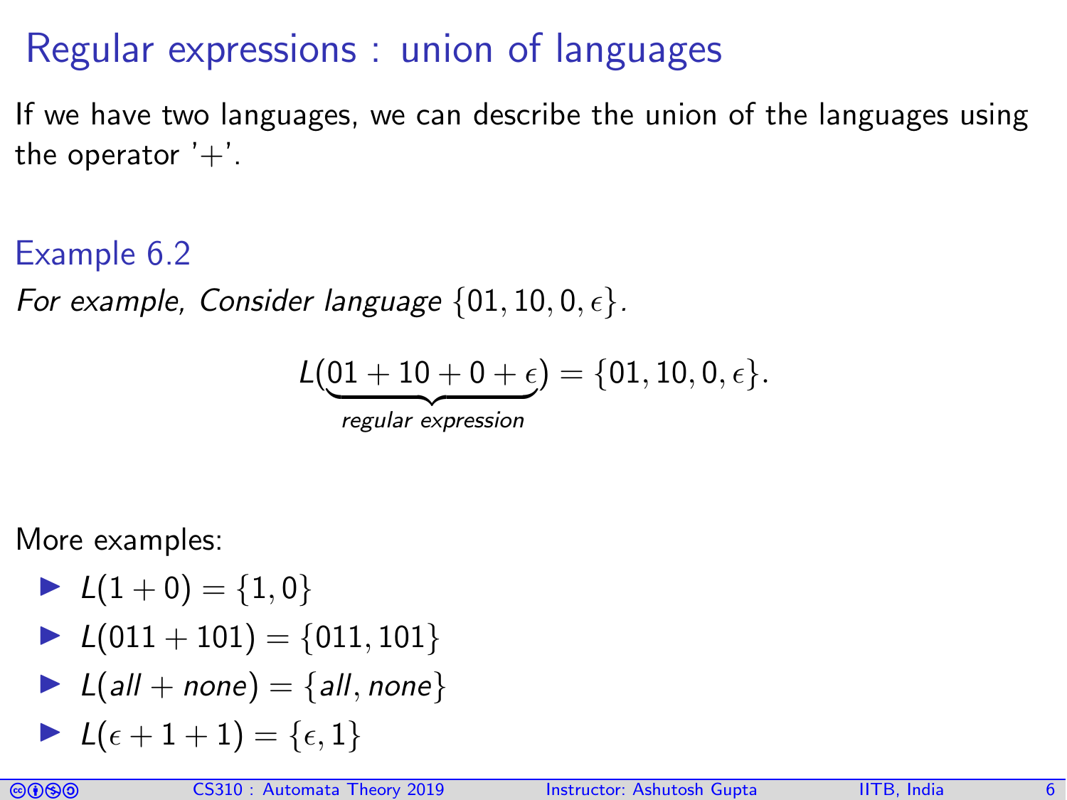# Regular expressions : union of languages

If we have two languages, we can describe the union of the languages using the operator '+'.

### Example 6.2

*For example, Consider language* $\{01, 10, 0, \epsilon\}$*.*

$$L(\underbrace{01 + 10 + 0 + \epsilon}_{\textit{regular expression}}) = \{01, 10, 0, \epsilon\}.$$

More examples:

- $L(1 + 0) = \{1, 0\}$
- $L(011 + 101) = \{011, 101\}$
- $L(all + none) = \{all, none\}$
- $L(\epsilon + 1 + 1) = \{\epsilon, 1\}$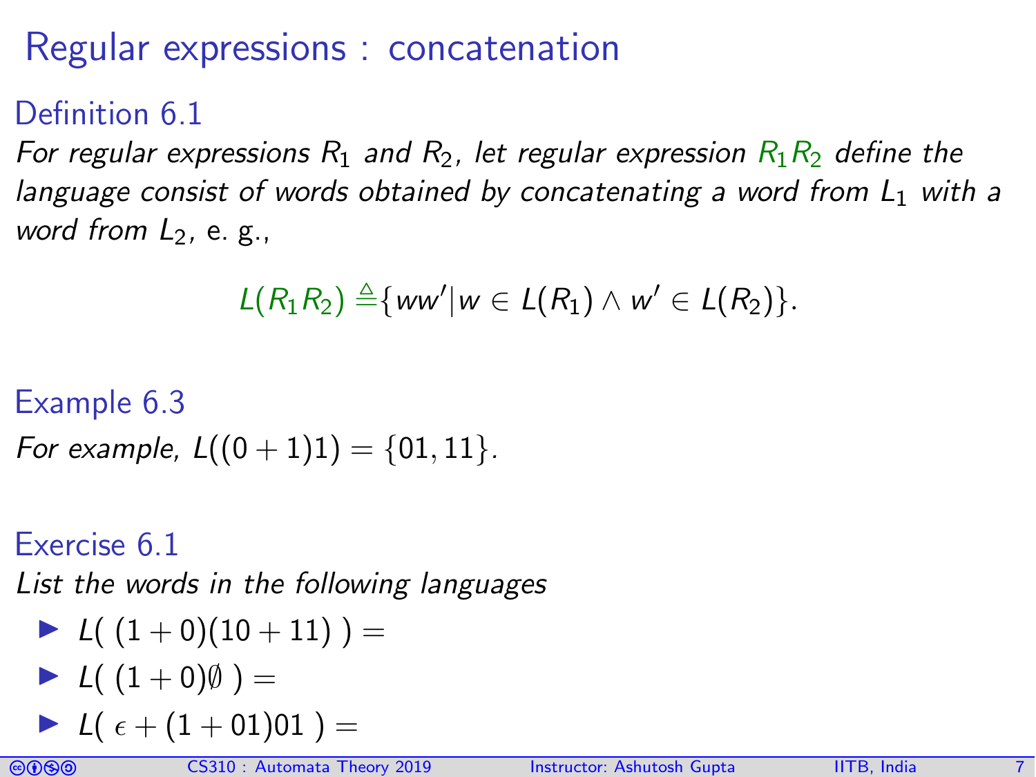# Regular expressions : concatenation

### Definition 6.1

*For regular expressions $R_1$ and $R_2$, let regular expression $R_1R_2$ define the language consist of words obtained by concatenating a word from $L_1$ with a word from $L_2$,* e. g.,

$$L(R_1R_2) \triangleq \{ww' | w \in L(R_1) \wedge w' \in L(R_2)\}.$$

### Example 6.3

*For example,* $L((0+1)1) = \{01, 11\}$.

### Exercise 6.1

*List the words in the following languages*

- $L(\ (1+0)(10+11)\ ) =$
- $L(\ (1+0)\emptyset\ ) =$
- $L(\ \epsilon + (1+01)01\ ) =$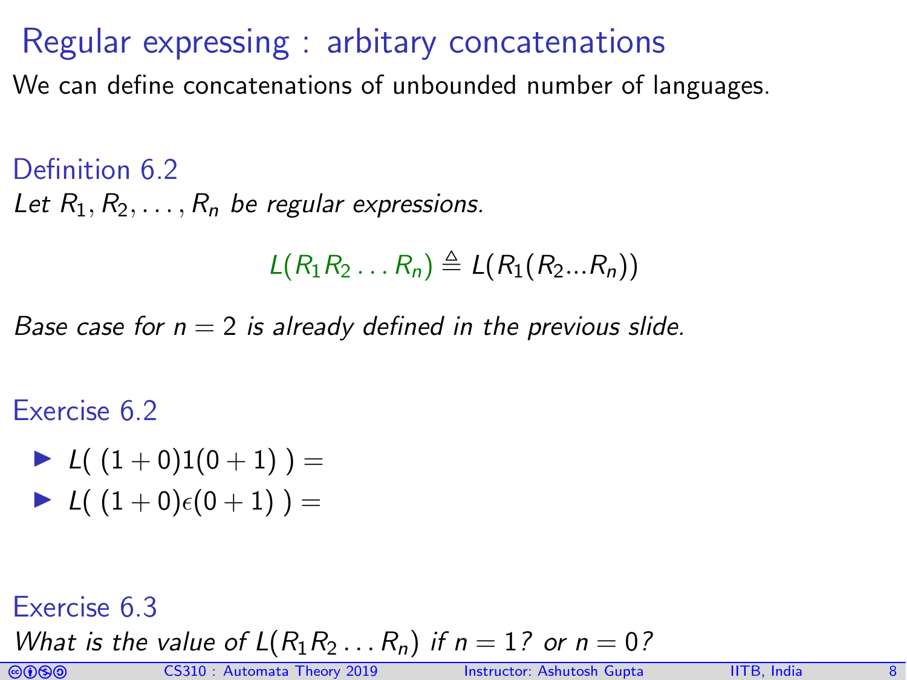# Regular expressing : arbitary concatenations

We can define concatenations of unbounded number of languages.

## Definition 6.2

*Let $R_1, R_2, \ldots, R_n$ be regular expressions.*

$$L(R_1 R_2 \ldots R_n) \triangleq L(R_1(R_2 \ldots R_n))$$

*Base case for $n = 2$ is already defined in the previous slide.*

## Exercise 6.2

- $L(\ (1+0)1(0+1)\ ) =$
- $L(\ (1+0)\epsilon(0+1)\ ) =$

## Exercise 6.3

*What is the value of $L(R_1 R_2 \ldots R_n)$ if $n = 1$? or $n = 0$?*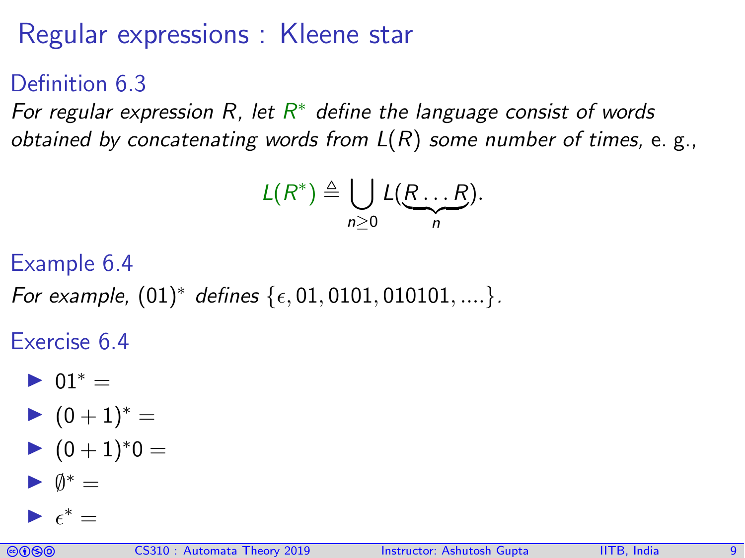# Regular expressions : Kleene star

## Definition 6.3

*For regular expression R, let $R^*$ define the language consist of words obtained by concatenating words from $L(R)$ some number of times,* e. g.,

$$L(R^*) \triangleq \bigcup_{n \geq 0} L(\underbrace{R \ldots R}_{n}).$$

## Example 6.4

*For example,* $(01)^*$ *defines* $\{\epsilon, 01, 0101, 010101, ....\}$.

## Exercise 6.4

- $01^* =$
- $(0+1)^* =$
- $(0+1)^*0 =$
- $\emptyset^* =$
- $\epsilon^* =$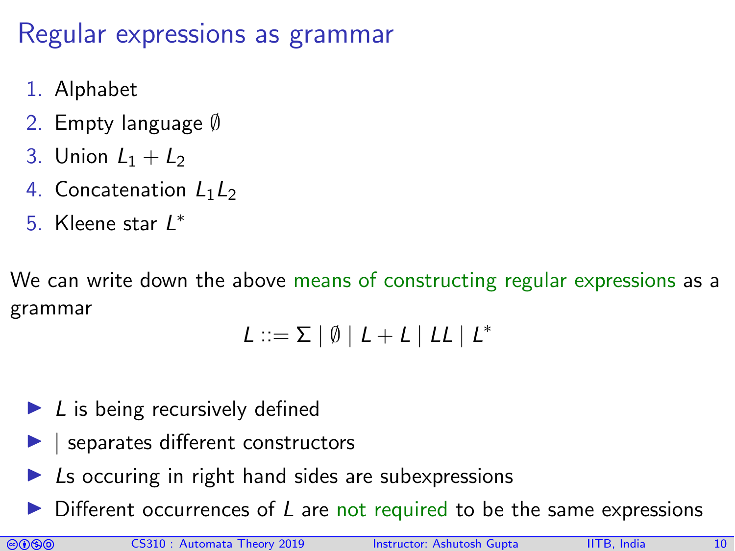# Regular expressions as grammar

1. Alphabet
2. Empty language $\emptyset$
3. Union $L_1 + L_2$
4. Concatenation $L_1 L_2$
5. Kleene star $L^*$

We can write down the above means of constructing regular expressions as a grammar

$$L ::= \Sigma \mid \emptyset \mid L + L \mid LL \mid L^*$$

- $L$ is being recursively defined
- $\mid$ separates different constructors
- $L$s occuring in right hand sides are subexpressions
- Different occurrences of $L$ are not required to be the same expressions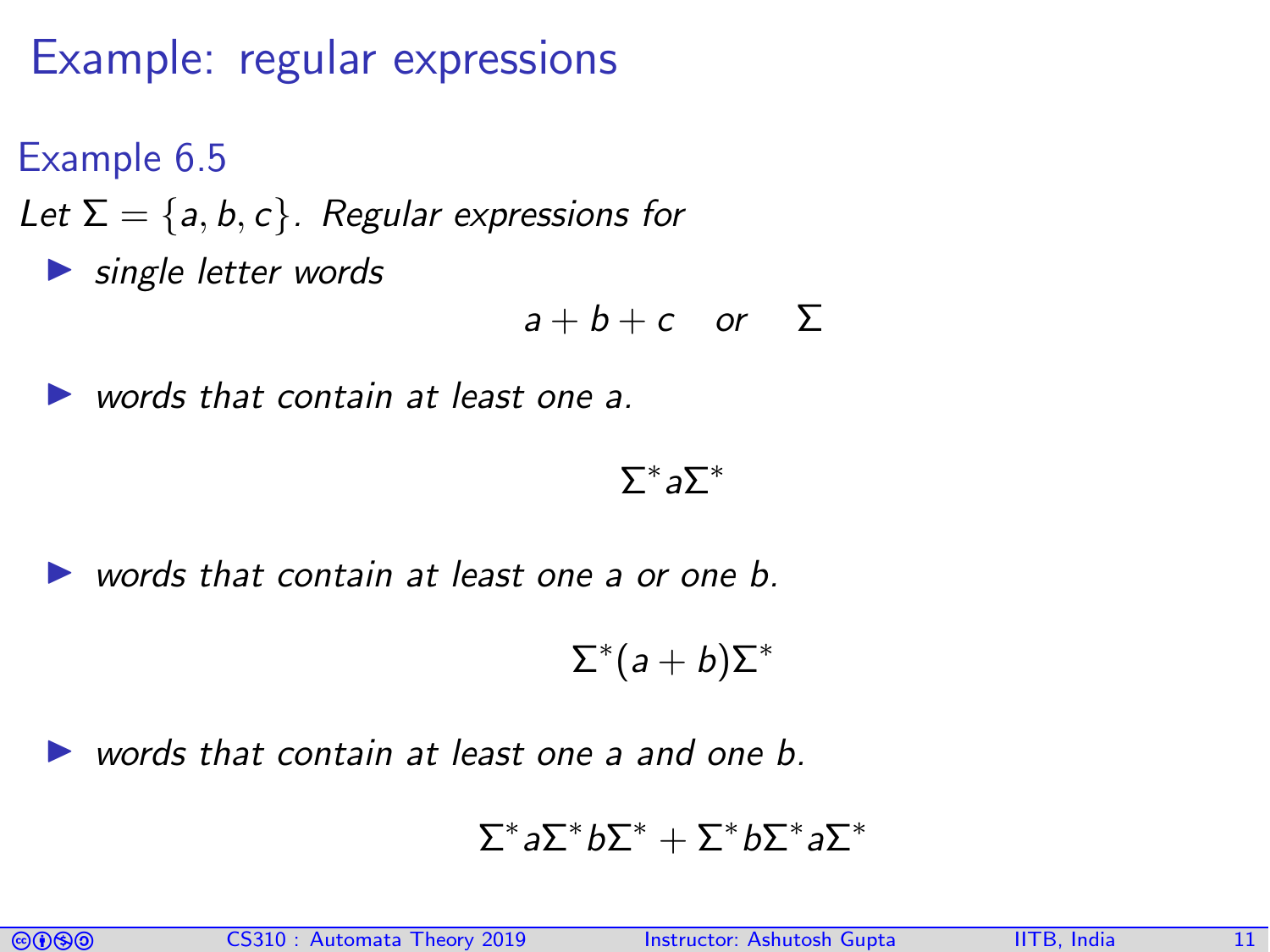# Example: regular expressions

## Example 6.5

*Let $\Sigma = \{a, b, c\}$. Regular expressions for*

- *single letter words*

$$a + b + c \quad or \quad \Sigma$$

- *words that contain at least one a.*

$$\Sigma^* a \Sigma^*$$

- *words that contain at least one a or one b.*

$$\Sigma^*(a + b)\Sigma^*$$

- *words that contain at least one a and one b.*

$$\Sigma^* a \Sigma^* b \Sigma^* + \Sigma^* b \Sigma^* a \Sigma^*$$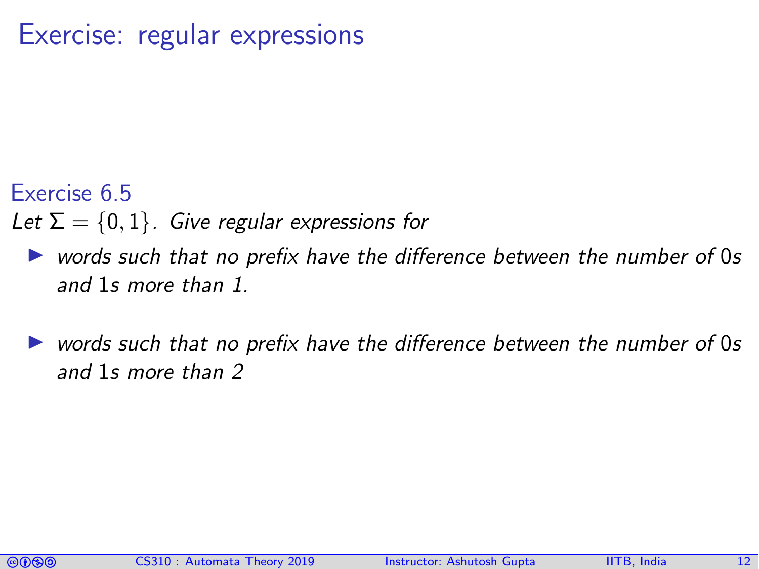# Exercise: regular expressions

### Exercise 6.5

*Let $\Sigma = \{0, 1\}$. Give regular expressions for*

- *words such that no prefix have the difference between the number of* 0s *and* 1s *more than 1.*

- *words such that no prefix have the difference between the number of* 0s *and* 1s *more than 2*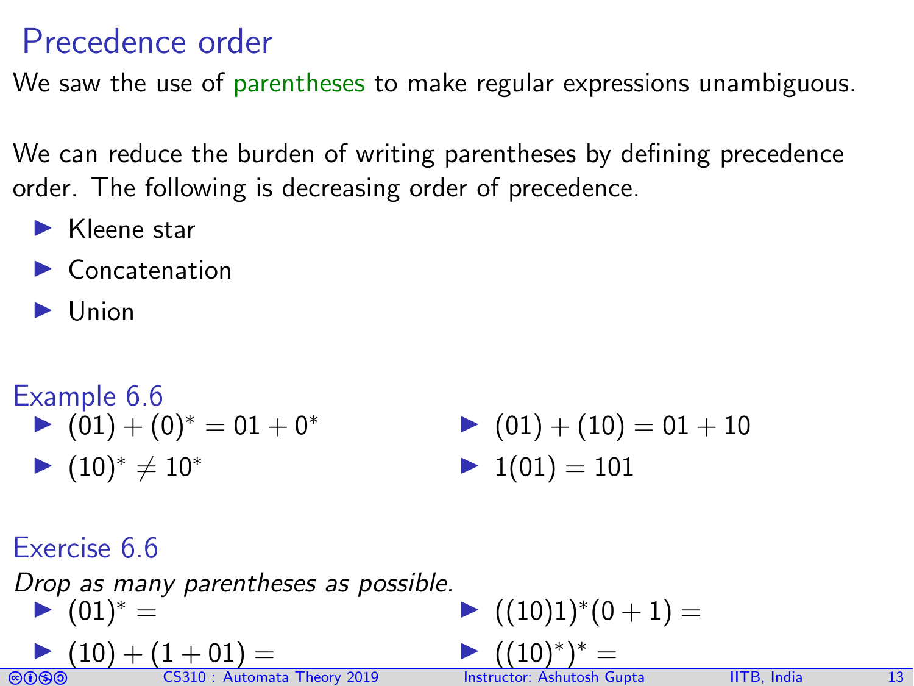# Precedence order

We saw the use of parentheses to make regular expressions unambiguous.

We can reduce the burden of writing parentheses by defining precedence order. The following is decreasing order of precedence.

- Kleene star
- Concatenation
- Union

### Example 6.6

- $(01) + (0)^* = 01 + 0^*$
- $(10)^* \neq 10^*$
- $(01) + (10) = 01 + 10$
- $1(01) = 101$

### Exercise 6.6

*Drop as many parentheses as possible.*

- $(01)^* =$
- $(10) + (1 + 01) =$
- $((10)1)^*(0 + 1) =$
- $((10)^*)^* =$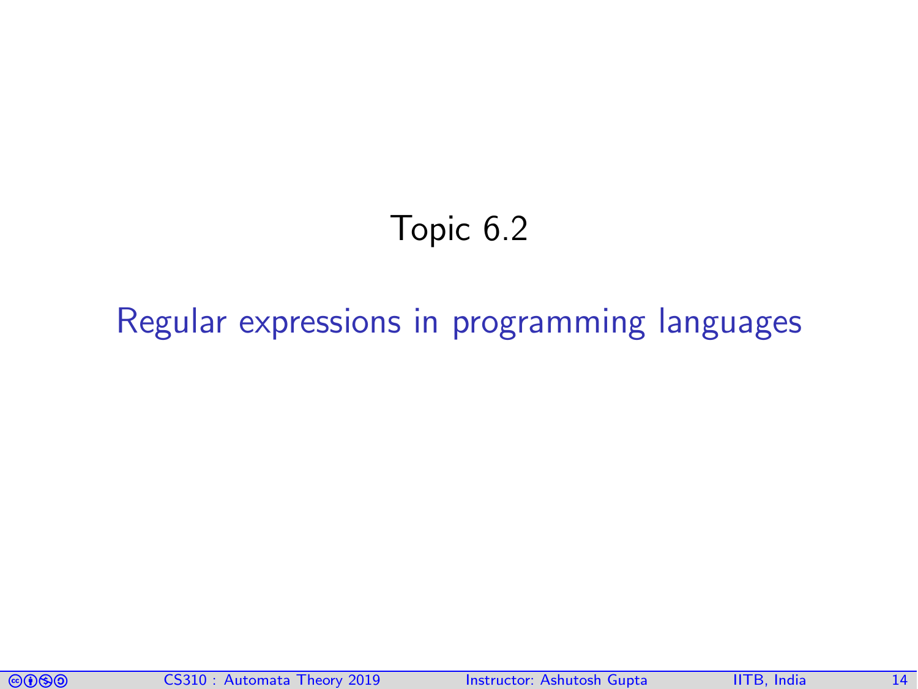Topic 6.2

# Regular expressions in programming languages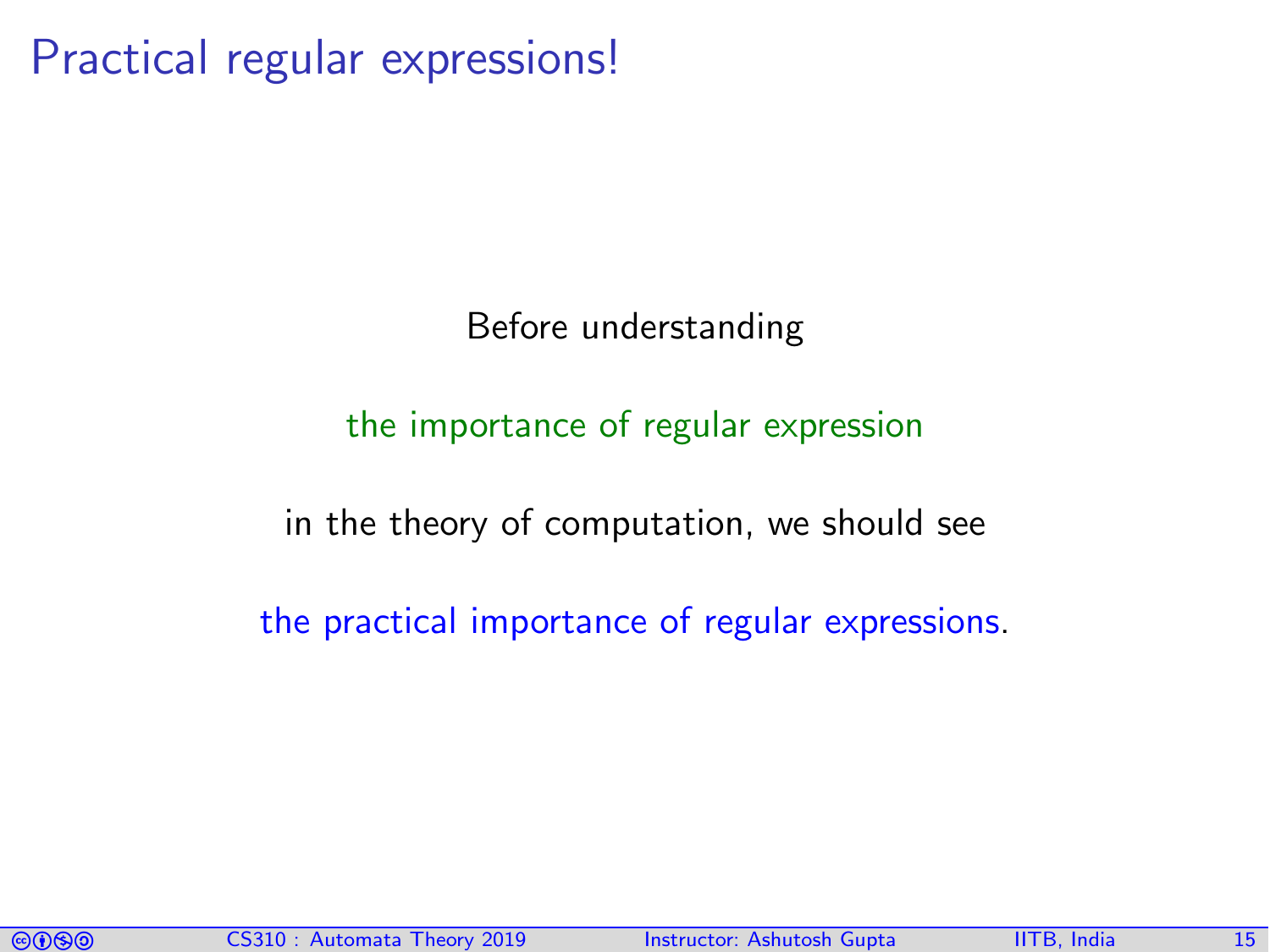# Practical regular expressions!

Before understanding

the importance of regular expression

in the theory of computation, we should see

the practical importance of regular expressions.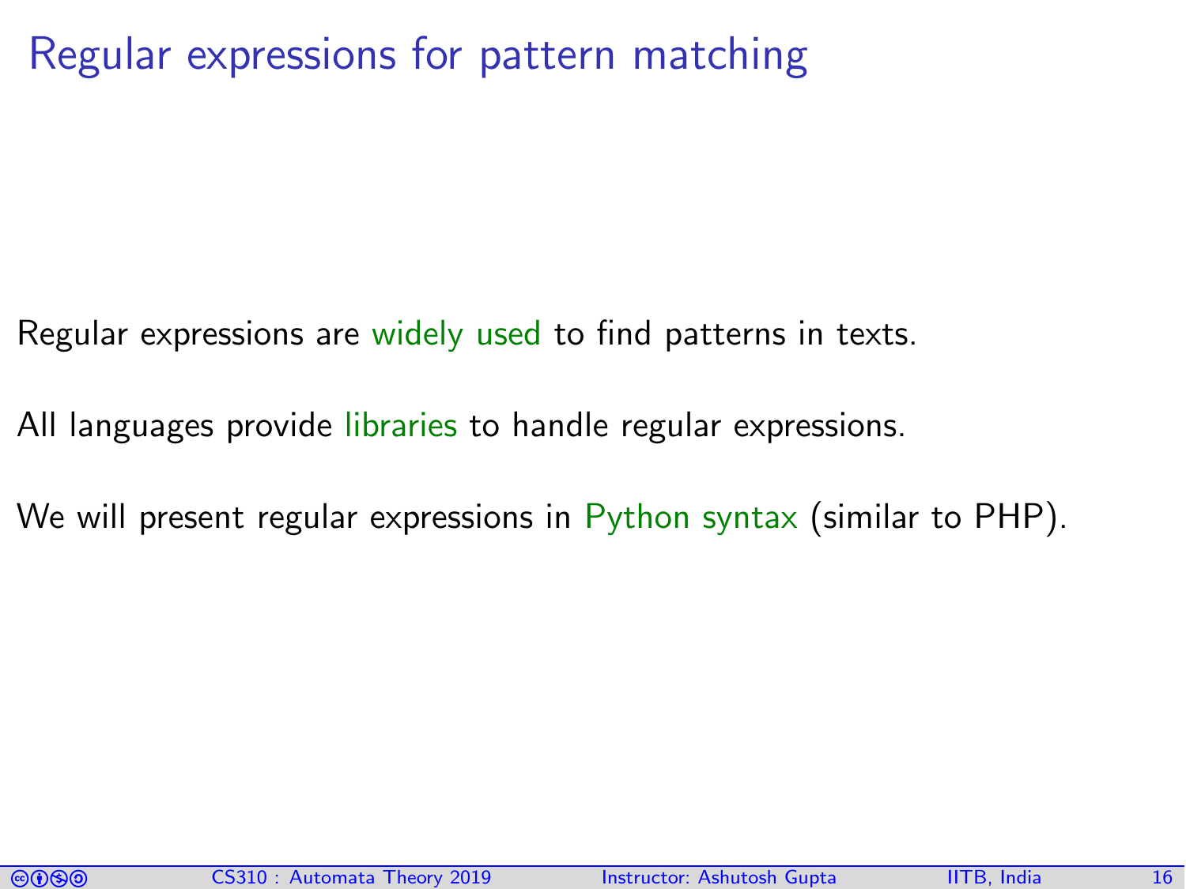# Regular expressions for pattern matching

Regular expressions are widely used to find patterns in texts.

All languages provide libraries to handle regular expressions.

We will present regular expressions in Python syntax (similar to PHP).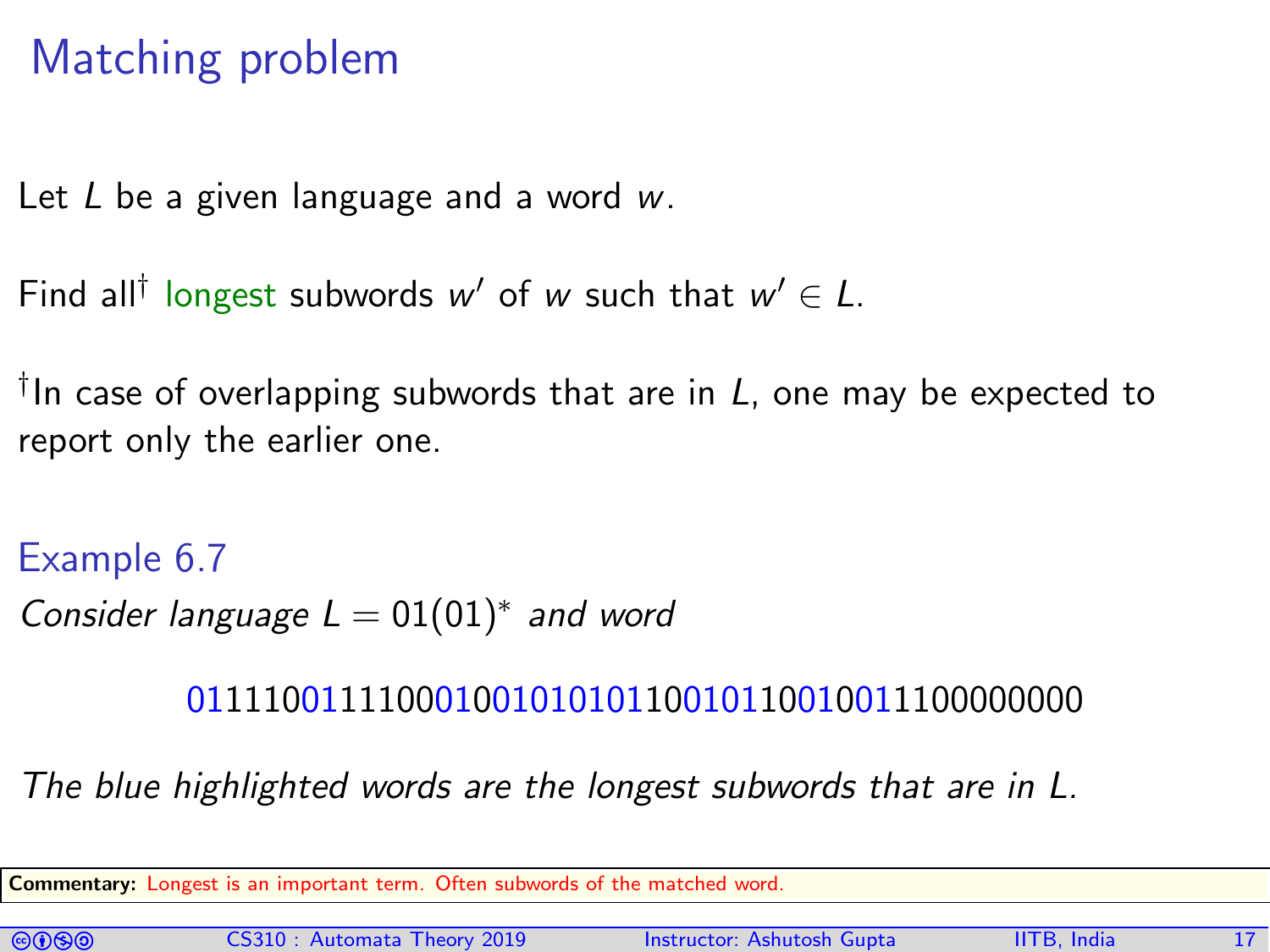# Matching problem

Let $L$ be a given language and a word $w$.

Find all† longest subwords $w'$ of $w$ such that $w' \in L$.

†In case of overlapping subwords that are in $L$, one may be expected to report only the earlier one.

### Example 6.7

*Consider language $L = 01(01)^*$ and word*

$$011110011110001001010101100101100100111000000000$$

*The blue highlighted words are the longest subwords that are in L.*

**Commentary:** Longest is an important term. Often subwords of the matched word.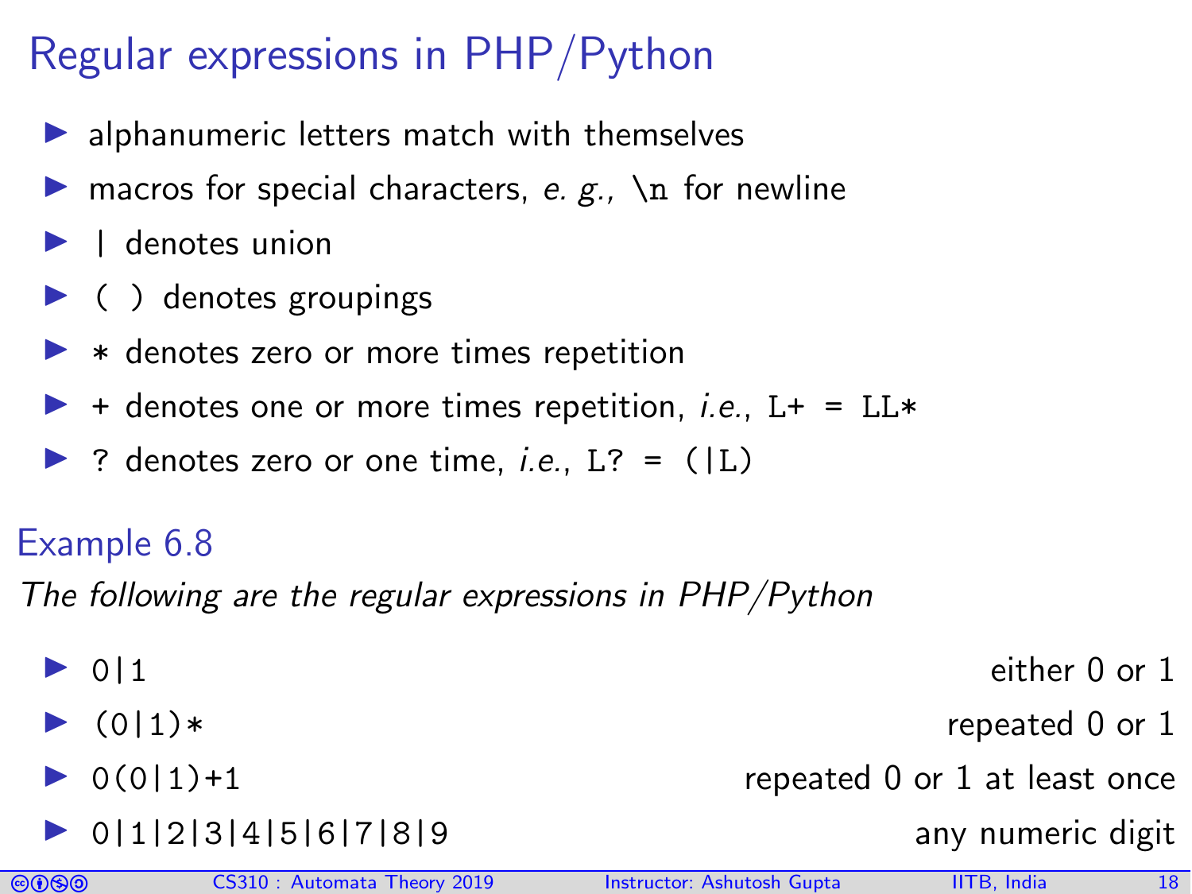# Regular expressions in PHP/Python

- alphanumeric letters match with themselves
- macros for special characters, *e. g.*, `\n` for newline
- `|` denotes union
- `( )` denotes groupings
- `*` denotes zero or more times repetition
- `+` denotes one or more times repetition, *i.e.*, `L+ = LL*`
- `?` denotes zero or one time, *i.e.*, `L? = (|L)`

### Example 6.8

*The following are the regular expressions in PHP/Python*

- `0|1` — either 0 or 1
- `(0|1)*` — repeated 0 or 1
- `0(0|1)+1` — repeated 0 or 1 at least once
- `0|1|2|3|4|5|6|7|8|9` — any numeric digit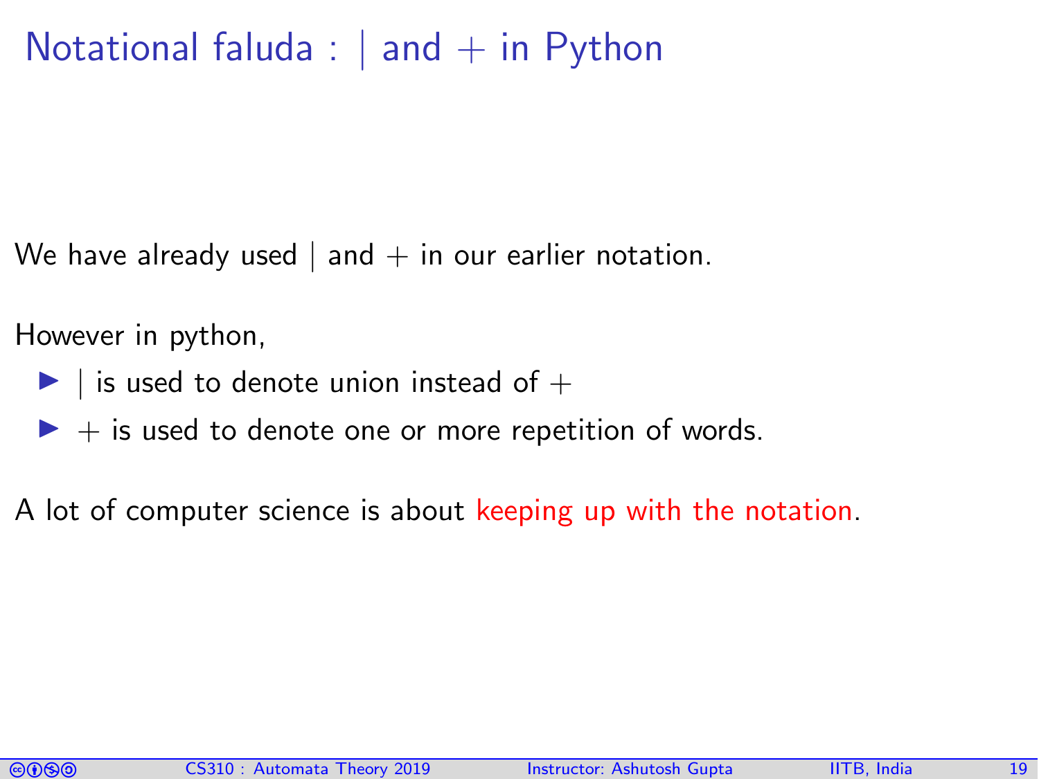# Notational faluda : | and + in Python

We have already used | and + in our earlier notation.

However in python,

- | is used to denote union instead of +
- + is used to denote one or more repetition of words.

A lot of computer science is about keeping up with the notation.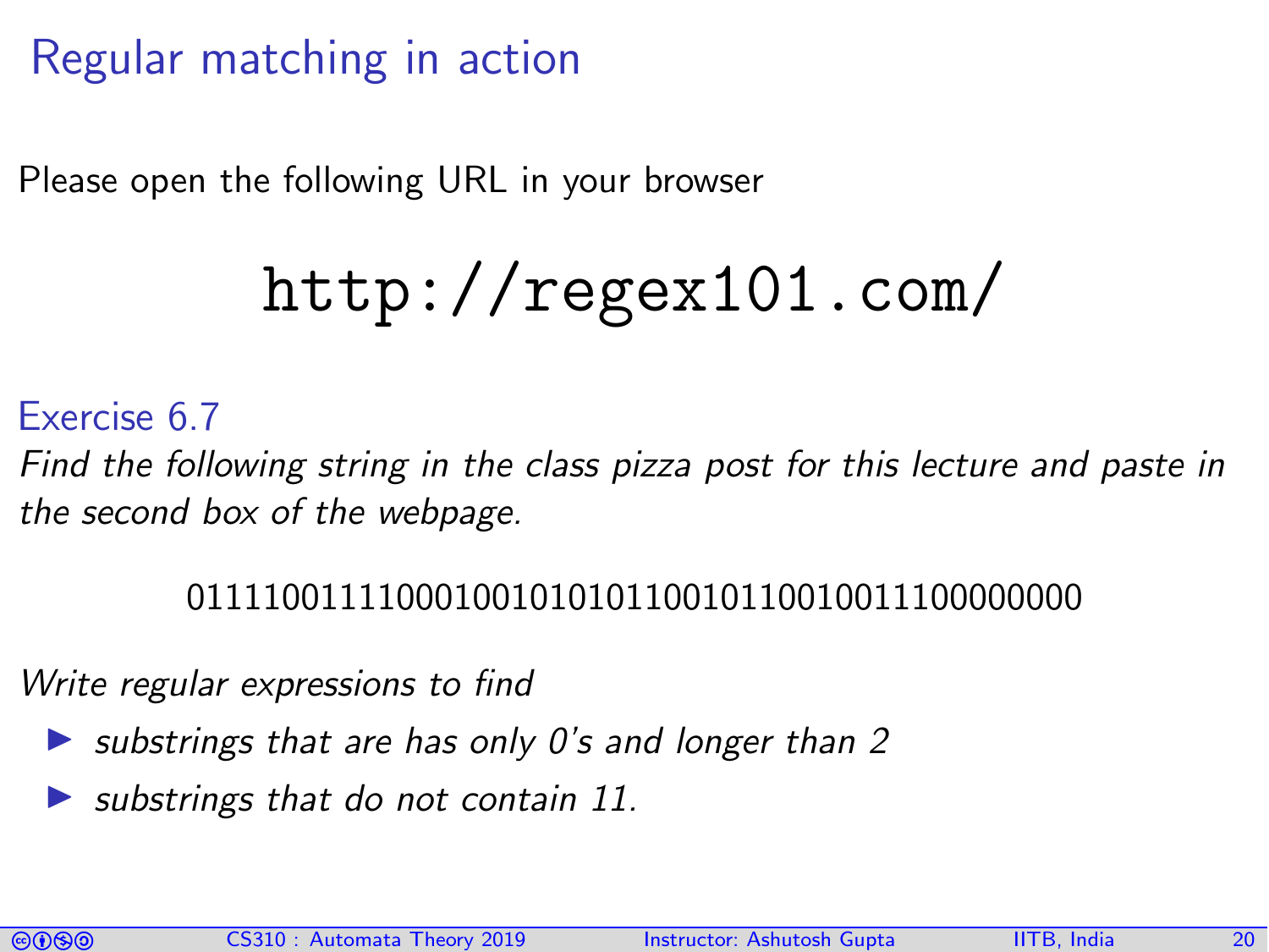# Regular matching in action

Please open the following URL in your browser

```
http://regex101.com/
```

**Exercise 6.7**

*Find the following string in the class pizza post for this lecture and paste in the second box of the webpage.*

0111100111100010010101011001011001001110000000

*Write regular expressions to find*

- *substrings that are has only 0's and longer than 2*
- *substrings that do not contain 11.*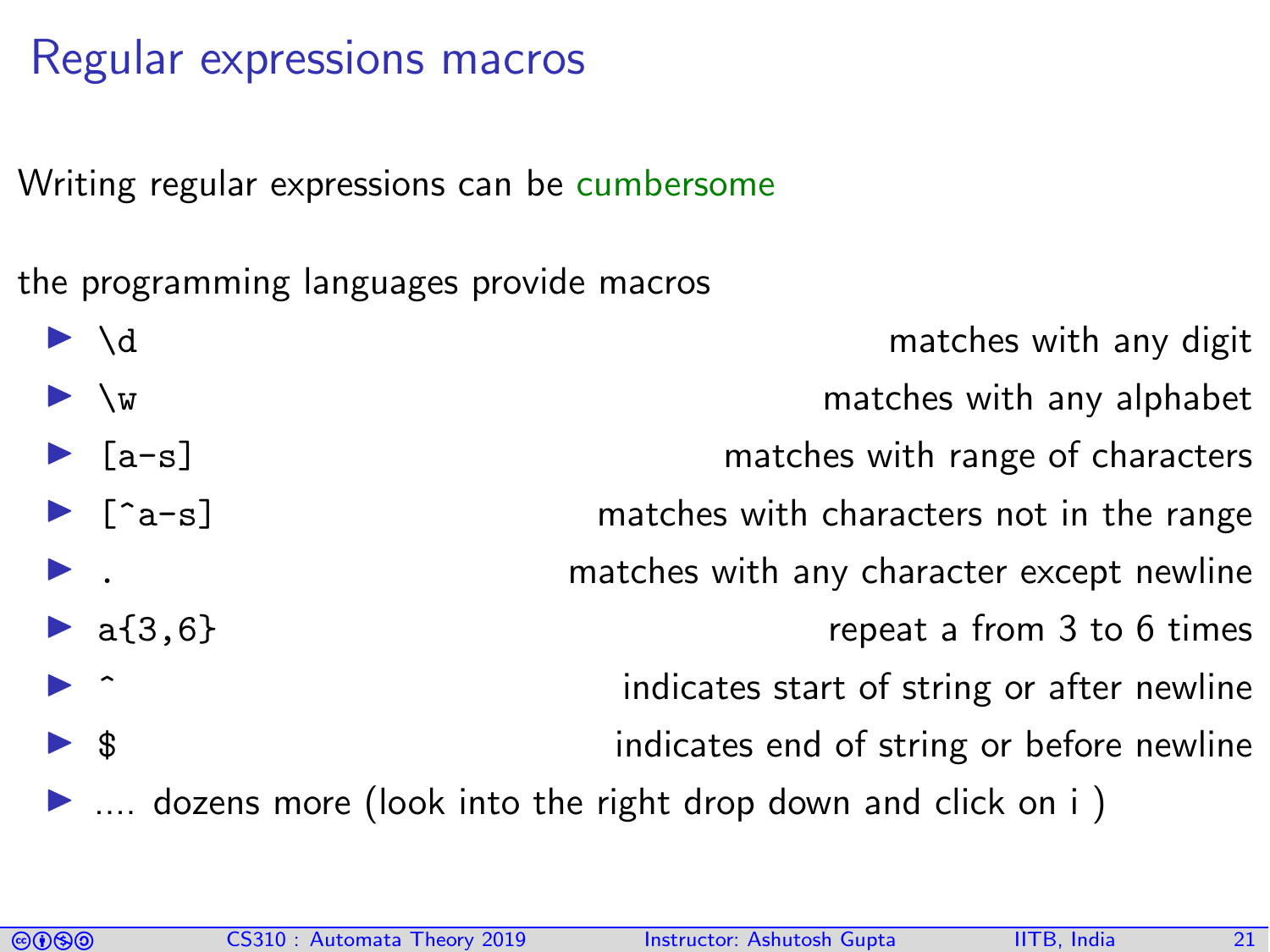# Regular expressions macros

Writing regular expressions can be cumbersome

the programming languages provide macros

- `\d` matches with any digit
- `\w` matches with any alphabet
- `[a-s]` matches with range of characters
- `[^a-s]` matches with characters not in the range
- `.` matches with any character except newline
- `a{3,6}` repeat a from 3 to 6 times
- `^` indicates start of string or after newline
- `$` indicates end of string or before newline
- .... dozens more (look into the right drop down and click on i )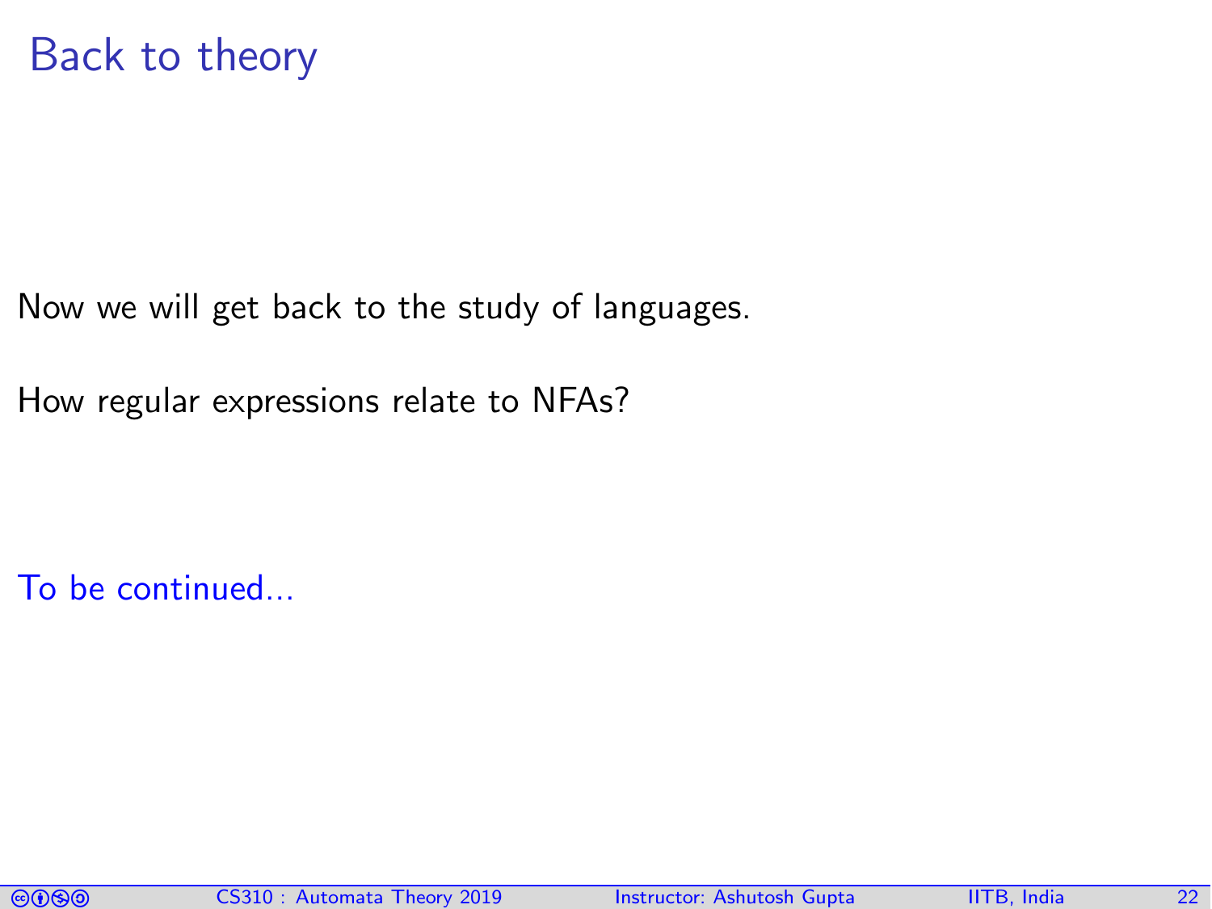# Back to theory

Now we will get back to the study of languages.

How regular expressions relate to NFAs?

To be continued...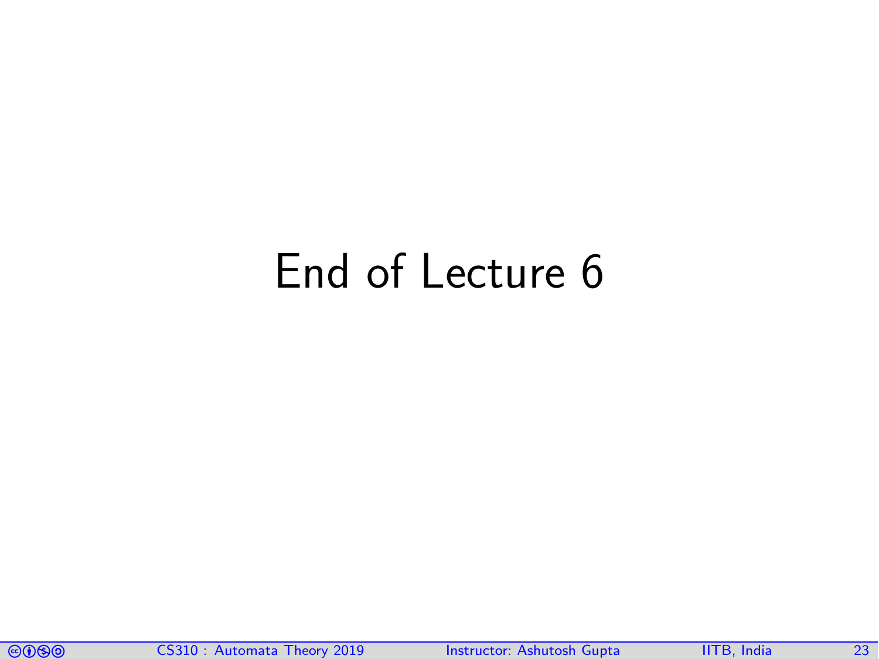# End of Lecture 6